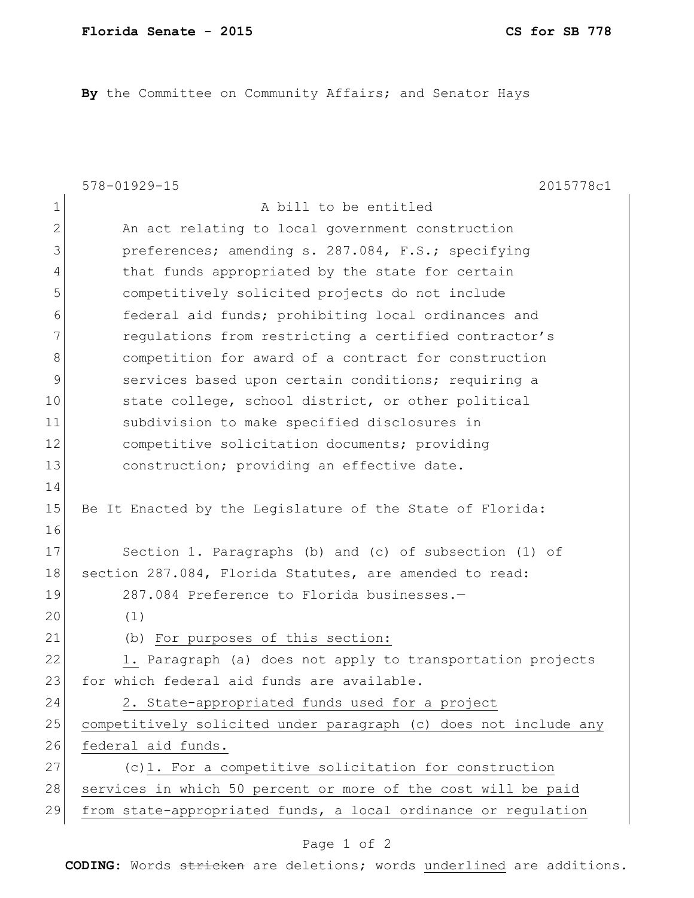**Florida Senate - 2015** **CS for SB 778**

**By** the Committee on Community Affairs; and Senator Hays

578-01929-15 2015778c1

A bill to be entitled

An act relating to local government construction preferences; amending s. 287.084, F.S.; specifying that funds appropriated by the state for certain competitively solicited projects do not include federal aid funds; prohibiting local ordinances and regulations from restricting a certified contractor's competition for award of a contract for construction services based upon certain conditions; requiring a state college, school district, or other political subdivision to make specified disclosures in competitive solicitation documents; providing construction; providing an effective date.

Be It Enacted by the Legislature of the State of Florida:

Section 1. Paragraphs (b) and (c) of subsection (1) of section 287.084, Florida Statutes, are amended to read:

287.084 Preference to Florida businesses.—

(1)

(b) <u>For purposes of this section:</u>

<u>1.</u> Paragraph (a) does not apply to transportation projects for which federal aid funds are available.

<u>2. State-appropriated funds used for a project competitively solicited under paragraph (c) does not include any federal aid funds.</u>

(c)<u>1. For a competitive solicitation for construction services in which 50 percent or more of the cost will be paid from state-appropriated funds, a local ordinance or regulation</u>

**CODING:** Words ~~stricken~~ are deletions; words <u>underlined</u> are additions.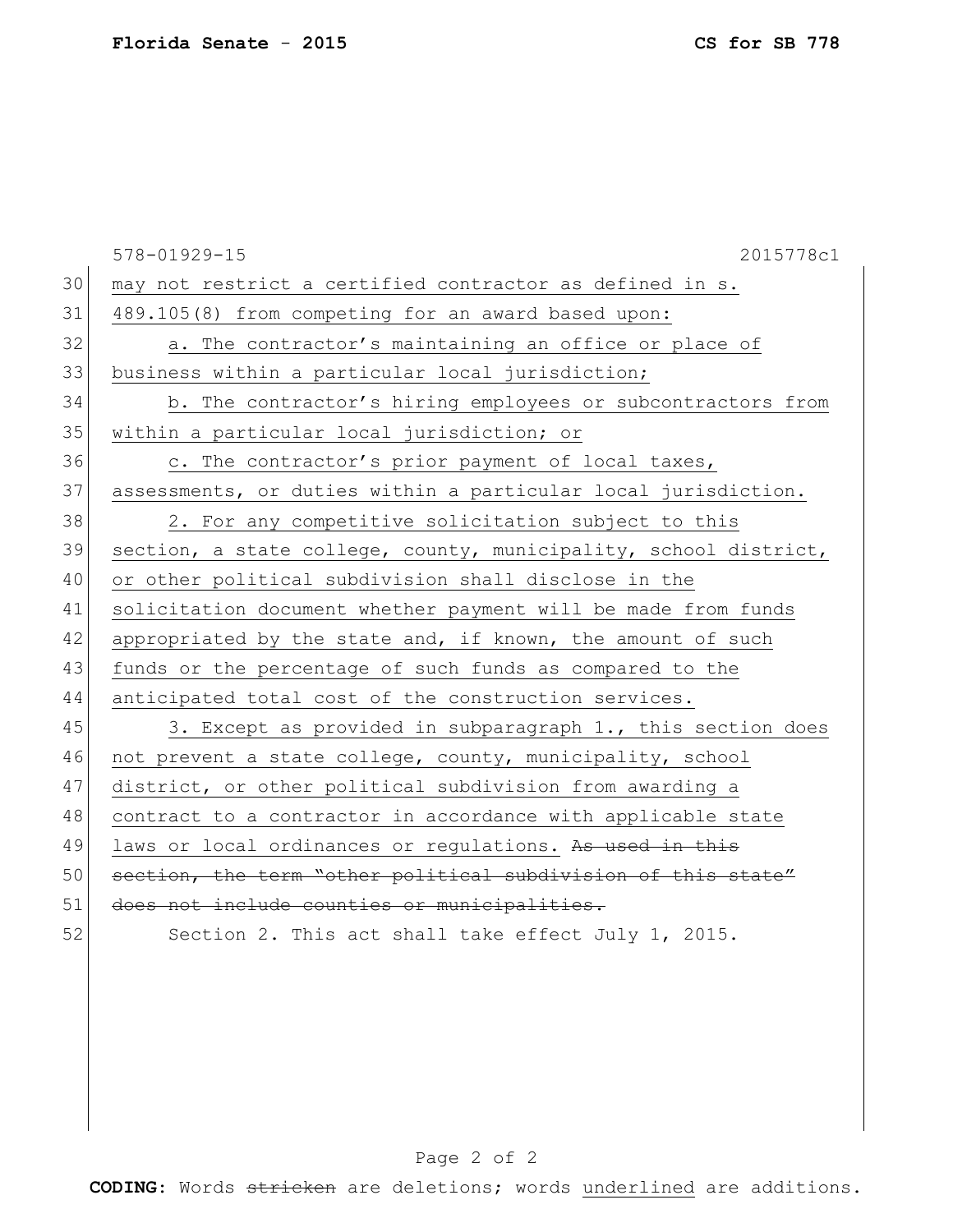578-01929-15 2015778c1

30 may not restrict a certified contractor as defined in s.
31 489.105(8) from competing for an award based upon:
32 a. The contractor's maintaining an office or place of
33 business within a particular local jurisdiction;
34 b. The contractor's hiring employees or subcontractors from
35 within a particular local jurisdiction; or
36 c. The contractor's prior payment of local taxes,
37 assessments, or duties within a particular local jurisdiction.
38 2. For any competitive solicitation subject to this
39 section, a state college, county, municipality, school district,
40 or other political subdivision shall disclose in the
41 solicitation document whether payment will be made from funds
42 appropriated by the state and, if known, the amount of such
43 funds or the percentage of such funds as compared to the
44 anticipated total cost of the construction services.
45 3. Except as provided in subparagraph 1., this section does
46 not prevent a state college, county, municipality, school
47 district, or other political subdivision from awarding a
48 contract to a contractor in accordance with applicable state
49 laws or local ordinances or regulations. ~~As used in this~~
50 ~~section, the term "other political subdivision of this state"~~
51 ~~does not include counties or municipalities.~~
52 Section 2. This act shall take effect July 1, 2015.

**CODING:** Words ~~stricken~~ are deletions; words underlined are additions.